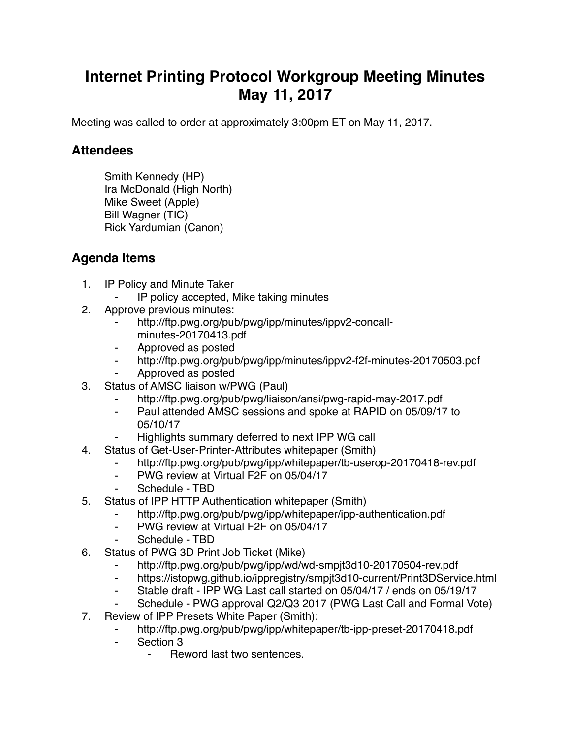# Internet Printing Protocol Workgroup Meeting Minutes
# May 11, 2017

Meeting was called to order at approximately 3:00pm ET on May 11, 2017.

## Attendees

Smith Kennedy (HP)
Ira McDonald (High North)
Mike Sweet (Apple)
Bill Wagner (TIC)
Rick Yardumian (Canon)

## Agenda Items

1. IP Policy and Minute Taker
   - IP policy accepted, Mike taking minutes
2. Approve previous minutes:
   - http://ftp.pwg.org/pub/pwg/ipp/minutes/ippv2-concall-minutes-20170413.pdf
   - Approved as posted
   - http://ftp.pwg.org/pub/pwg/ipp/minutes/ippv2-f2f-minutes-20170503.pdf
   - Approved as posted
3. Status of AMSC liaison w/PWG (Paul)
   - http://ftp.pwg.org/pub/pwg/liaison/ansi/pwg-rapid-may-2017.pdf
   - Paul attended AMSC sessions and spoke at RAPID on 05/09/17 to 05/10/17
   - Highlights summary deferred to next IPP WG call
4. Status of Get-User-Printer-Attributes whitepaper (Smith)
   - http://ftp.pwg.org/pub/pwg/ipp/whitepaper/tb-userop-20170418-rev.pdf
   - PWG review at Virtual F2F on 05/04/17
   - Schedule - TBD
5. Status of IPP HTTP Authentication whitepaper (Smith)
   - http://ftp.pwg.org/pub/pwg/ipp/whitepaper/ipp-authentication.pdf
   - PWG review at Virtual F2F on 05/04/17
   - Schedule - TBD
6. Status of PWG 3D Print Job Ticket (Mike)
   - http://ftp.pwg.org/pub/pwg/ipp/wd/wd-smpjt3d10-20170504-rev.pdf
   - https://istopwg.github.io/ippregistry/smpjt3d10-current/Print3DService.html
   - Stable draft - IPP WG Last call started on 05/04/17 / ends on 05/19/17
   - Schedule - PWG approval Q2/Q3 2017 (PWG Last Call and Formal Vote)
7. Review of IPP Presets White Paper (Smith):
   - http://ftp.pwg.org/pub/pwg/ipp/whitepaper/tb-ipp-preset-20170418.pdf
   - Section 3
     - Reword last two sentences.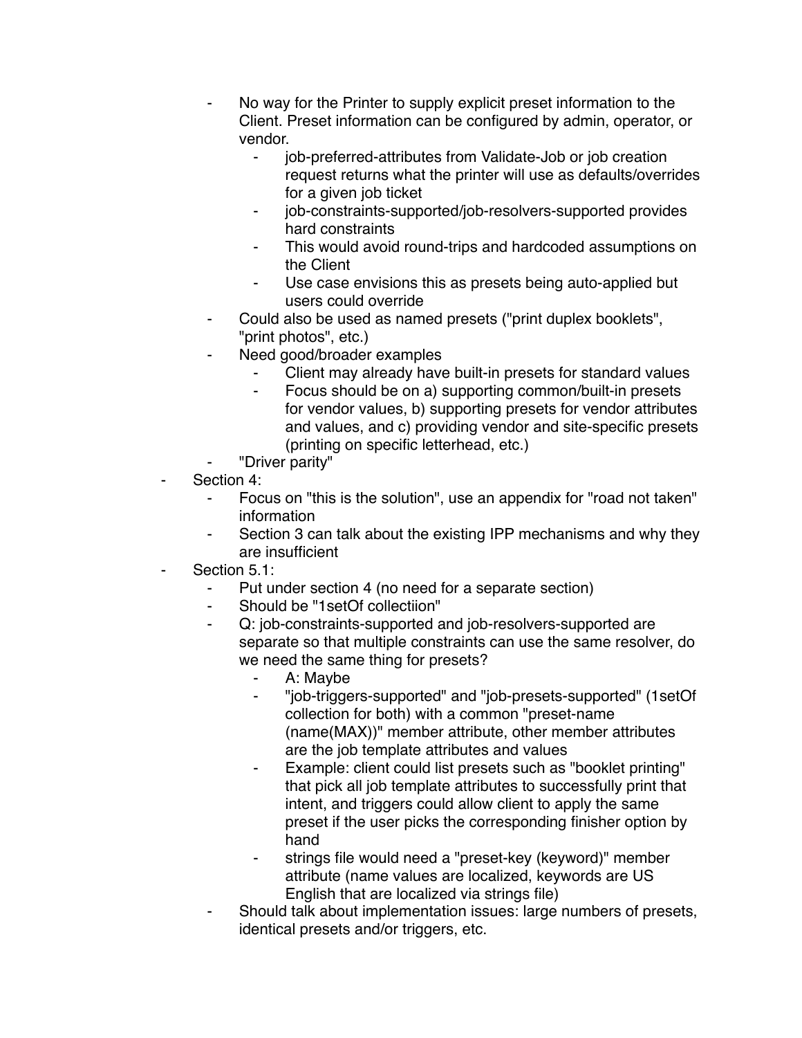- No way for the Printer to supply explicit preset information to the Client. Preset information can be configured by admin, operator, or vendor.
    - job-preferred-attributes from Validate-Job or job creation request returns what the printer will use as defaults/overrides for a given job ticket
    - job-constraints-supported/job-resolvers-supported provides hard constraints
    - This would avoid round-trips and hardcoded assumptions on the Client
    - Use case envisions this as presets being auto-applied but users could override
  - Could also be used as named presets ("print duplex booklets", "print photos", etc.)
  - Need good/broader examples
    - Client may already have built-in presets for standard values
    - Focus should be on a) supporting common/built-in presets for vendor values, b) supporting presets for vendor attributes and values, and c) providing vendor and site-specific presets (printing on specific letterhead, etc.)
  - "Driver parity"
- Section 4:
  - Focus on "this is the solution", use an appendix for "road not taken" information
  - Section 3 can talk about the existing IPP mechanisms and why they are insufficient
- Section 5.1:
  - Put under section 4 (no need for a separate section)
  - Should be "1setOf collectiion"
  - Q: job-constraints-supported and job-resolvers-supported are separate so that multiple constraints can use the same resolver, do we need the same thing for presets?
    - A: Maybe
    - "job-triggers-supported" and "job-presets-supported" (1setOf collection for both) with a common "preset-name (name(MAX))" member attribute, other member attributes are the job template attributes and values
    - Example: client could list presets such as "booklet printing" that pick all job template attributes to successfully print that intent, and triggers could allow client to apply the same preset if the user picks the corresponding finisher option by hand
    - strings file would need a "preset-key (keyword)" member attribute (name values are localized, keywords are US English that are localized via strings file)
  - Should talk about implementation issues: large numbers of presets, identical presets and/or triggers, etc.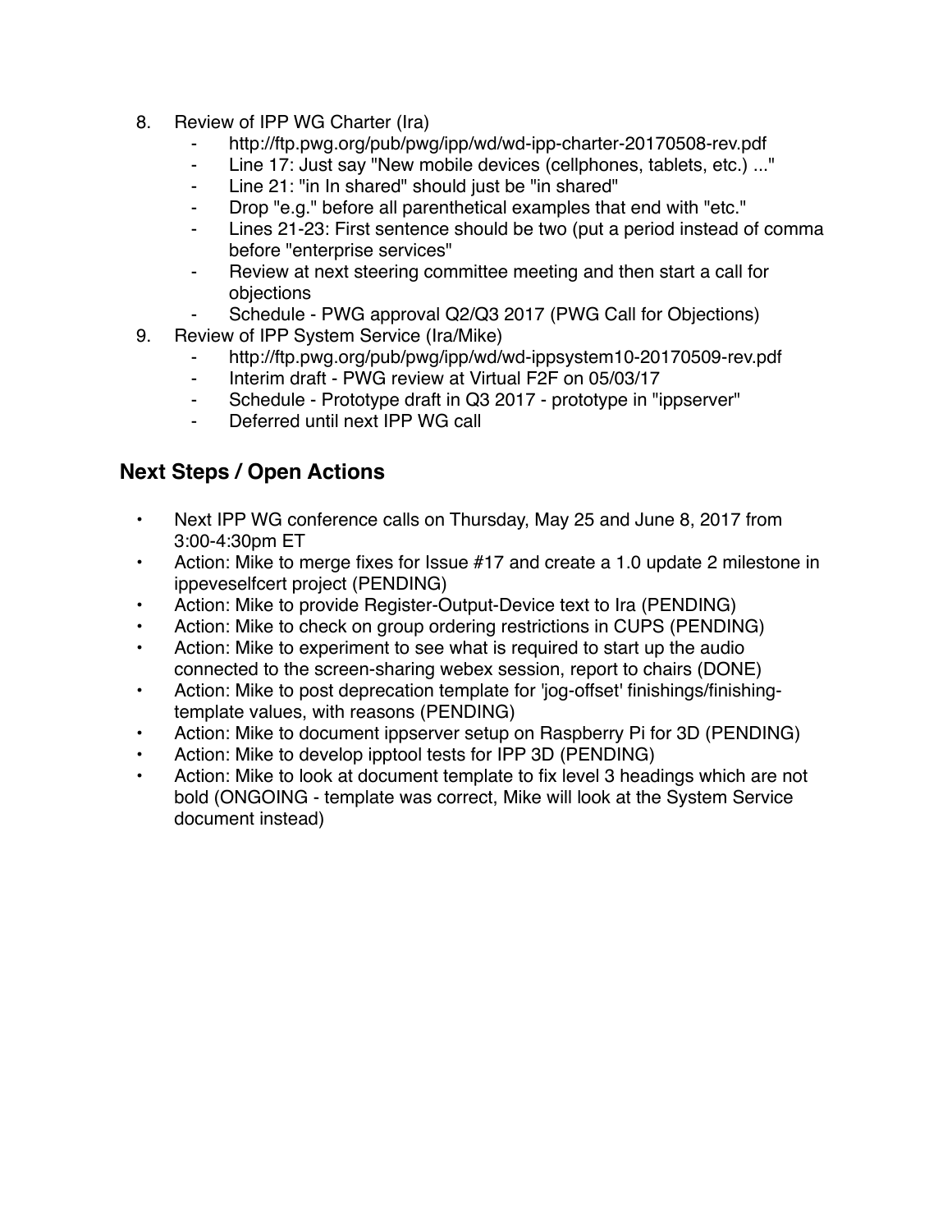8. Review of IPP WG Charter (Ira)
    - http://ftp.pwg.org/pub/pwg/ipp/wd/wd-ipp-charter-20170508-rev.pdf
    - Line 17: Just say "New mobile devices (cellphones, tablets, etc.) ..."
    - Line 21: "in In shared" should just be "in shared"
    - Drop "e.g." before all parenthetical examples that end with "etc."
    - Lines 21-23: First sentence should be two (put a period instead of comma before "enterprise services"
    - Review at next steering committee meeting and then start a call for objections
    - Schedule - PWG approval Q2/Q3 2017 (PWG Call for Objections)
9. Review of IPP System Service (Ira/Mike)
    - http://ftp.pwg.org/pub/pwg/ipp/wd/wd-ippsystem10-20170509-rev.pdf
    - Interim draft - PWG review at Virtual F2F on 05/03/17
    - Schedule - Prototype draft in Q3 2017 - prototype in "ippserver"
    - Deferred until next IPP WG call

## Next Steps / Open Actions

- Next IPP WG conference calls on Thursday, May 25 and June 8, 2017 from 3:00-4:30pm ET
- Action: Mike to merge fixes for Issue #17 and create a 1.0 update 2 milestone in ippeveselfcert project (PENDING)
- Action: Mike to provide Register-Output-Device text to Ira (PENDING)
- Action: Mike to check on group ordering restrictions in CUPS (PENDING)
- Action: Mike to experiment to see what is required to start up the audio connected to the screen-sharing webex session, report to chairs (DONE)
- Action: Mike to post deprecation template for 'jog-offset' finishings/finishing-template values, with reasons (PENDING)
- Action: Mike to document ippserver setup on Raspberry Pi for 3D (PENDING)
- Action: Mike to develop ipptool tests for IPP 3D (PENDING)
- Action: Mike to look at document template to fix level 3 headings which are not bold (ONGOING - template was correct, Mike will look at the System Service document instead)